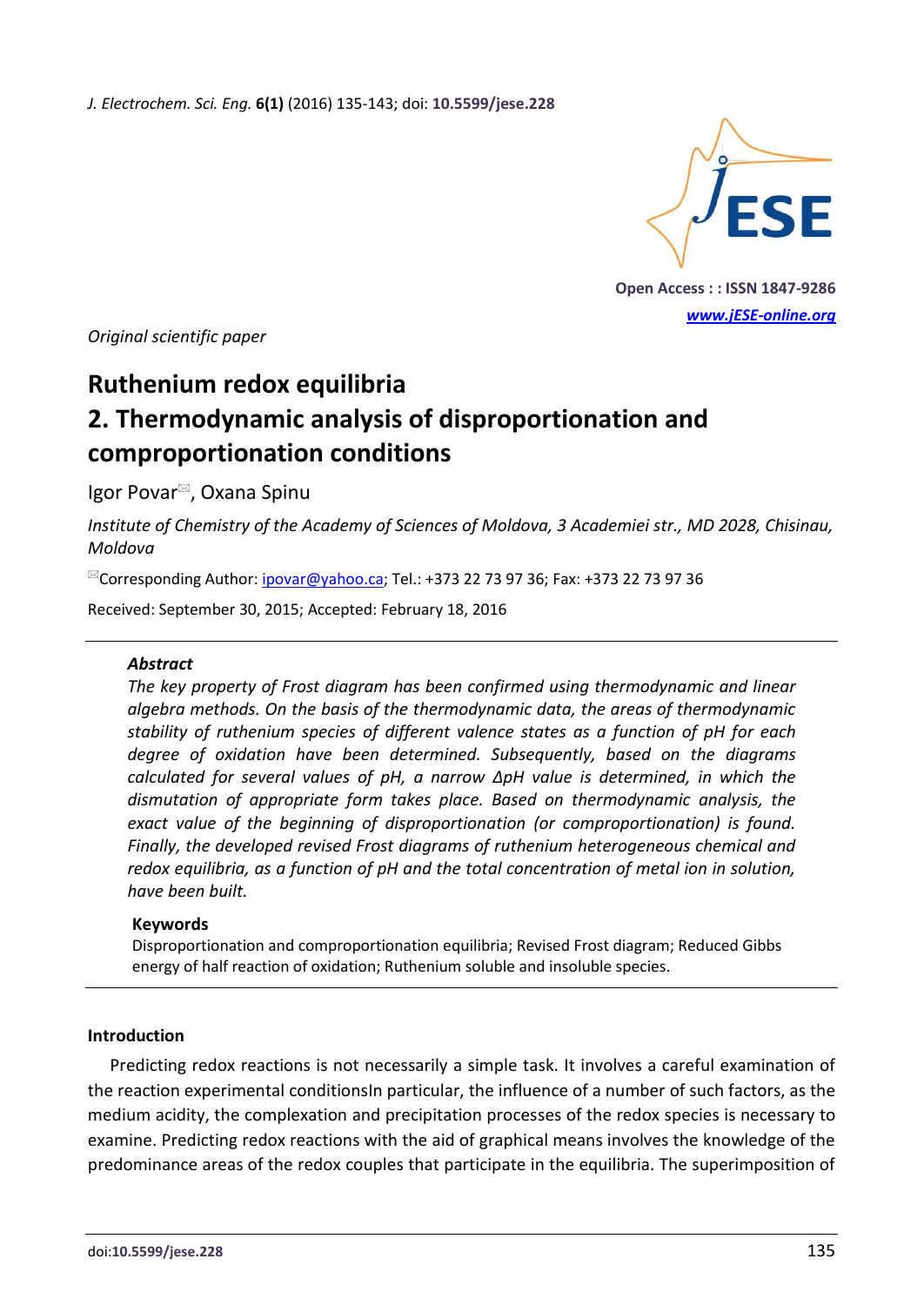*Original scientific paper*

# Ruthenium redox equilibria
# 2. Thermodynamic analysis of disproportionation and comproportionation conditions

Igor Povar, Oxana Spinu

*Institute of Chemistry of the Academy of Sciences of Moldova, 3 Academiei str., MD 2028, Chisinau, Moldova*

Corresponding Author: ipovar@yahoo.ca; Tel.: +373 22 73 97 36; Fax: +373 22 73 97 36

Received: September 30, 2015; Accepted: February 18, 2016

### Abstract

*The key property of Frost diagram has been confirmed using thermodynamic and linear algebra methods. On the basis of the thermodynamic data, the areas of thermodynamic stability of ruthenium species of different valence states as a function of pH for each degree of oxidation have been determined. Subsequently, based on the diagrams calculated for several values of pH, a narrow ΔpH value is determined, in which the dismutation of appropriate form takes place. Based on thermodynamic analysis, the exact value of the beginning of disproportionation (or comproportionation) is found. Finally, the developed revised Frost diagrams of ruthenium heterogeneous chemical and redox equilibria, as a function of pH and the total concentration of metal ion in solution, have been built.*

### Keywords

Disproportionation and comproportionation equilibria; Revised Frost diagram; Reduced Gibbs energy of half reaction of oxidation; Ruthenium soluble and insoluble species.

## Introduction

Predicting redox reactions is not necessarily a simple task. It involves a careful examination of the reaction experimental conditionsIn particular, the influence of a number of such factors, as the medium acidity, the complexation and precipitation processes of the redox species is necessary to examine. Predicting redox reactions with the aid of graphical means involves the knowledge of the predominance areas of the redox couples that participate in the equilibria. The superimposition of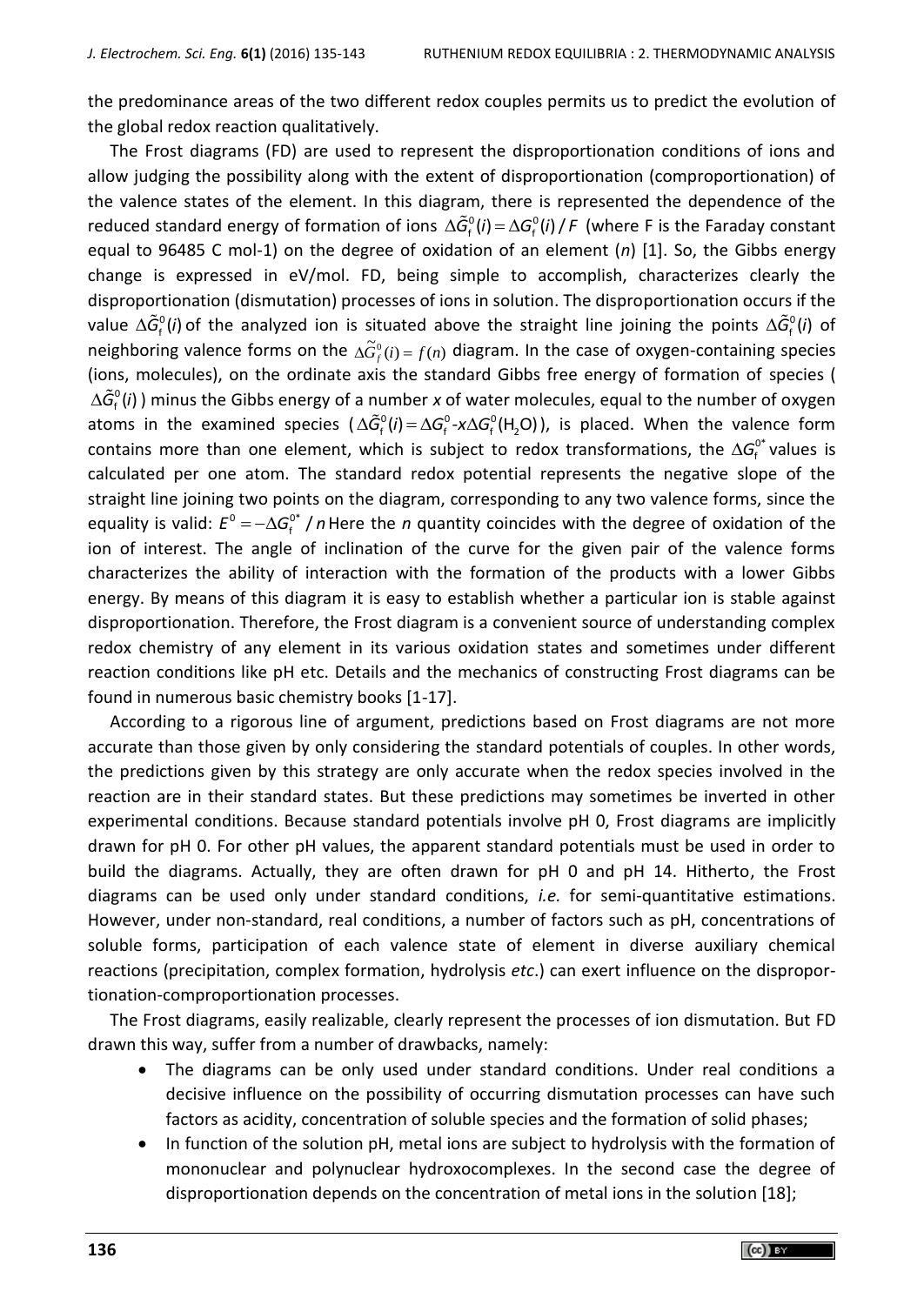the predominance areas of the two different redox couples permits us to predict the evolution of the global redox reaction qualitatively.

The Frost diagrams (FD) are used to represent the disproportionation conditions of ions and allow judging the possibility along with the extent of disproportionation (comproportionation) of the valence states of the element. In this diagram, there is represented the dependence of the reduced standard energy of formation of ions $\Delta\tilde{G}_f^0(i) = \Delta G_f^0(i)/F$ (where F is the Faraday constant equal to 96485 C mol-1) on the degree of oxidation of an element ($n$) [1]. So, the Gibbs energy change is expressed in eV/mol. FD, being simple to accomplish, characterizes clearly the disproportionation (dismutation) processes of ions in solution. The disproportionation occurs if the value $\Delta\tilde{G}_f^0(i)$ of the analyzed ion is situated above the straight line joining the points $\Delta\tilde{G}_f^0(i)$ of neighboring valence forms on the $\Delta\tilde{G}_f^0(i) = f(n)$ diagram. In the case of oxygen-containing species (ions, molecules), on the ordinate axis the standard Gibbs free energy of formation of species ($\Delta\tilde{G}_f^0(i)$) minus the Gibbs energy of a number $x$ of water molecules, equal to the number of oxygen atoms in the examined species ($\Delta\tilde{G}_f^0(i) = \Delta G_f^0 - x\Delta G_f^0(H_2O)$), is placed. When the valence form contains more than one element, which is subject to redox transformations, the $\Delta G_f^{0*}$ values is calculated per one atom. The standard redox potential represents the negative slope of the straight line joining two points on the diagram, corresponding to any two valence forms, since the equality is valid: $E^0 = -\Delta G_f^{0*}/n$ Here the $n$ quantity coincides with the degree of oxidation of the ion of interest. The angle of inclination of the curve for the given pair of the valence forms characterizes the ability of interaction with the formation of the products with a lower Gibbs energy. By means of this diagram it is easy to establish whether a particular ion is stable against disproportionation. Therefore, the Frost diagram is a convenient source of understanding complex redox chemistry of any element in its various oxidation states and sometimes under different reaction conditions like pH etc. Details and the mechanics of constructing Frost diagrams can be found in numerous basic chemistry books [1-17].

According to a rigorous line of argument, predictions based on Frost diagrams are not more accurate than those given by only considering the standard potentials of couples. In other words, the predictions given by this strategy are only accurate when the redox species involved in the reaction are in their standard states. But these predictions may sometimes be inverted in other experimental conditions. Because standard potentials involve pH 0, Frost diagrams are implicitly drawn for pH 0. For other pH values, the apparent standard potentials must be used in order to build the diagrams. Actually, they are often drawn for pH 0 and pH 14. Hitherto, the Frost diagrams can be used only under standard conditions, *i.e.* for semi-quantitative estimations. However, under non-standard, real conditions, a number of factors such as pH, concentrations of soluble forms, participation of each valence state of element in diverse auxiliary chemical reactions (precipitation, complex formation, hydrolysis *etc*.) can exert influence on the disproportionation-comproportionation processes.

The Frost diagrams, easily realizable, clearly represent the processes of ion dismutation. But FD drawn this way, suffer from a number of drawbacks, namely:

- The diagrams can be only used under standard conditions. Under real conditions a decisive influence on the possibility of occurring dismutation processes can have such factors as acidity, concentration of soluble species and the formation of solid phases;
- In function of the solution pH, metal ions are subject to hydrolysis with the formation of mononuclear and polynuclear hydroxocomplexes. In the second case the degree of disproportionation depends on the concentration of metal ions in the solution [18];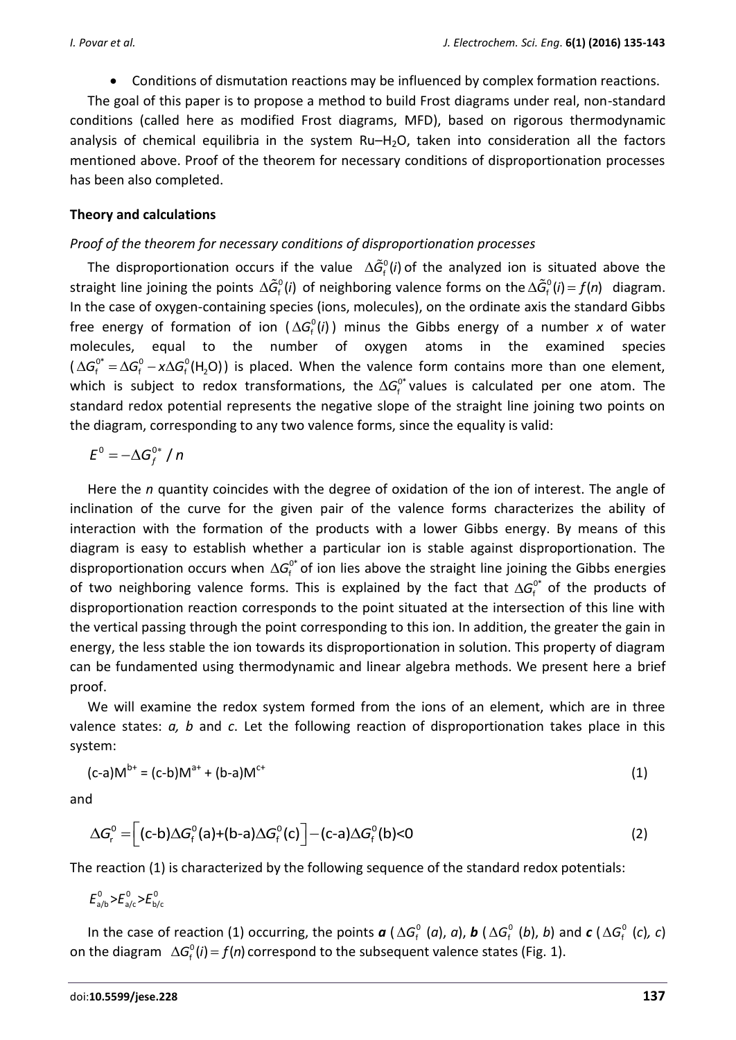- Conditions of dismutation reactions may be influenced by complex formation reactions.

The goal of this paper is to propose a method to build Frost diagrams under real, non-standard conditions (called here as modified Frost diagrams, MFD), based on rigorous thermodynamic analysis of chemical equilibria in the system Ru–$H_2O$, taken into consideration all the factors mentioned above. Proof of the theorem for necessary conditions of disproportionation processes has been also completed.

## Theory and calculations

### *Proof of the theorem for necessary conditions of disproportionation processes*

The disproportionation occurs if the value $\Delta\tilde{G}_f^0(i)$ of the analyzed ion is situated above the straight line joining the points $\Delta\tilde{G}_f^0(i)$ of neighboring valence forms on the $\Delta\tilde{G}_f^0(i) = f(n)$ diagram. In the case of oxygen-containing species (ions, molecules), on the ordinate axis the standard Gibbs free energy of formation of ion ($\Delta G_f^0(i)$) minus the Gibbs energy of a number *x* of water molecules, equal to the number of oxygen atoms in the examined species ($\Delta G_f^{0*} = \Delta G_f^0 - x\Delta G_f^0(H_2O)$) is placed. When the valence form contains more than one element, which is subject to redox transformations, the $\Delta G_f^{0*}$ values is calculated per one atom. The standard redox potential represents the negative slope of the straight line joining two points on the diagram, corresponding to any two valence forms, since the equality is valid:

$$E^0 = -\Delta G_f^{0*} / n$$

Here the *n* quantity coincides with the degree of oxidation of the ion of interest. The angle of inclination of the curve for the given pair of the valence forms characterizes the ability of interaction with the formation of the products with a lower Gibbs energy. By means of this diagram is easy to establish whether a particular ion is stable against disproportionation. The disproportionation occurs when $\Delta G_f^{0*}$ of ion lies above the straight line joining the Gibbs energies of two neighboring valence forms. This is explained by the fact that $\Delta G_f^{0*}$ of the products of disproportionation reaction corresponds to the point situated at the intersection of this line with the vertical passing through the point corresponding to this ion. In addition, the greater the gain in energy, the less stable the ion towards its disproportionation in solution. This property of diagram can be fundamented using thermodynamic and linear algebra methods. We present here a brief proof.

We will examine the redox system formed from the ions of an element, which are in three valence states: *a, b* and *c*. Let the following reaction of disproportionation takes place in this system:

$$(c-a)M^{b+} = (c-b)M^{a+} + (b-a)M^{c+} \tag{1}$$

and

$$\Delta G_r^0 = \left[(c-b)\Delta G_f^0(a) + (b-a)\Delta G_f^0(c)\right] - (c-a)\Delta G_f^0(b) < 0 \tag{2}$$

The reaction (1) is characterized by the following sequence of the standard redox potentials:

$$E_{a/b}^0 > E_{a/c}^0 > E_{b/c}^0$$

In the case of reaction (1) occurring, the points ***a*** ($\Delta G_f^0$ (*a*), *a*), ***b*** ($\Delta G_f^0$ (*b*), *b*) and ***c*** ($\Delta G_f^0$ (*c*), *c*) on the diagram $\Delta G_f^0(i) = f(n)$ correspond to the subsequent valence states (Fig. 1).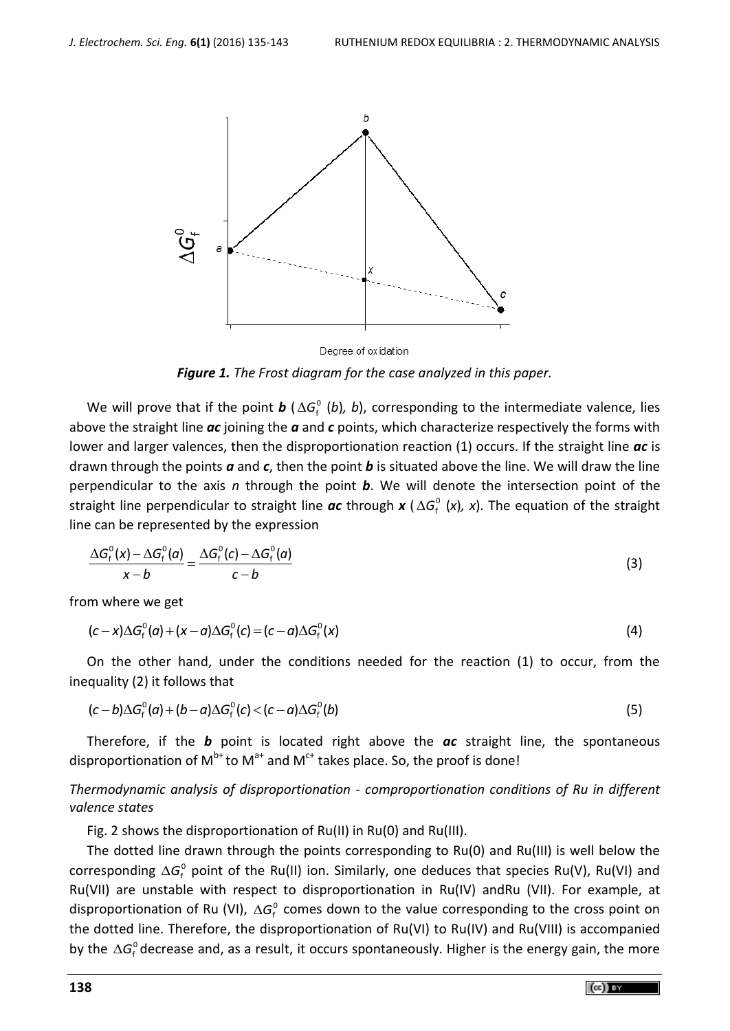**Figure 1.** *The Frost diagram for the case analyzed in this paper.*

We will prove that if the point ***b*** ($\Delta G_f^0$ (*b*), *b*), corresponding to the intermediate valence, lies above the straight line ***ac*** joining the ***a*** and ***c*** points, which characterize respectively the forms with lower and larger valences, then the disproportionation reaction (1) occurs. If the straight line ***ac*** is drawn through the points ***a*** and ***c***, then the point ***b*** is situated above the line. We will draw the line perpendicular to the axis *n* through the point ***b***. We will denote the intersection point of the straight line perpendicular to straight line ***ac*** through ***x*** ($\Delta G_f^0$ (*x*), *x*). The equation of the straight line can be represented by the expression

$$\frac{\Delta G_f^0(x)-\Delta G_f^0(a)}{x-b}=\frac{\Delta G_f^0(c)-\Delta G_f^0(a)}{c-b} \tag{3}$$

from where we get

$$(c-x)\Delta G_f^0(a)+(x-a)\Delta G_f^0(c)=(c-a)\Delta G_f^0(x) \tag{4}$$

On the other hand, under the conditions needed for the reaction (1) to occur, from the inequality (2) it follows that

$$(c-b)\Delta G_f^0(a)+(b-a)\Delta G_f^0(c)<(c-a)\Delta G_f^0(b) \tag{5}$$

Therefore, if the ***b*** point is located right above the ***ac*** straight line, the spontaneous disproportionation of $M^{b+}$ to $M^{a+}$ and $M^{c+}$ takes place. So, the proof is done!

*Thermodynamic analysis of disproportionation - comproportionation conditions of Ru in different valence states*

Fig. 2 shows the disproportionation of Ru(II) in Ru(0) and Ru(III).

The dotted line drawn through the points corresponding to Ru(0) and Ru(III) is well below the corresponding $\Delta G_f^0$ point of the Ru(II) ion. Similarly, one deduces that species Ru(V), Ru(VI) and Ru(VII) are unstable with respect to disproportionation in Ru(IV) andRu (VII). For example, at disproportionation of Ru (VI), $\Delta G_f^0$ comes down to the value corresponding to the cross point on the dotted line. Therefore, the disproportionation of Ru(VI) to Ru(IV) and Ru(VIII) is accompanied by the $\Delta G_f^0$ decrease and, as a result, it occurs spontaneously. Higher is the energy gain, the more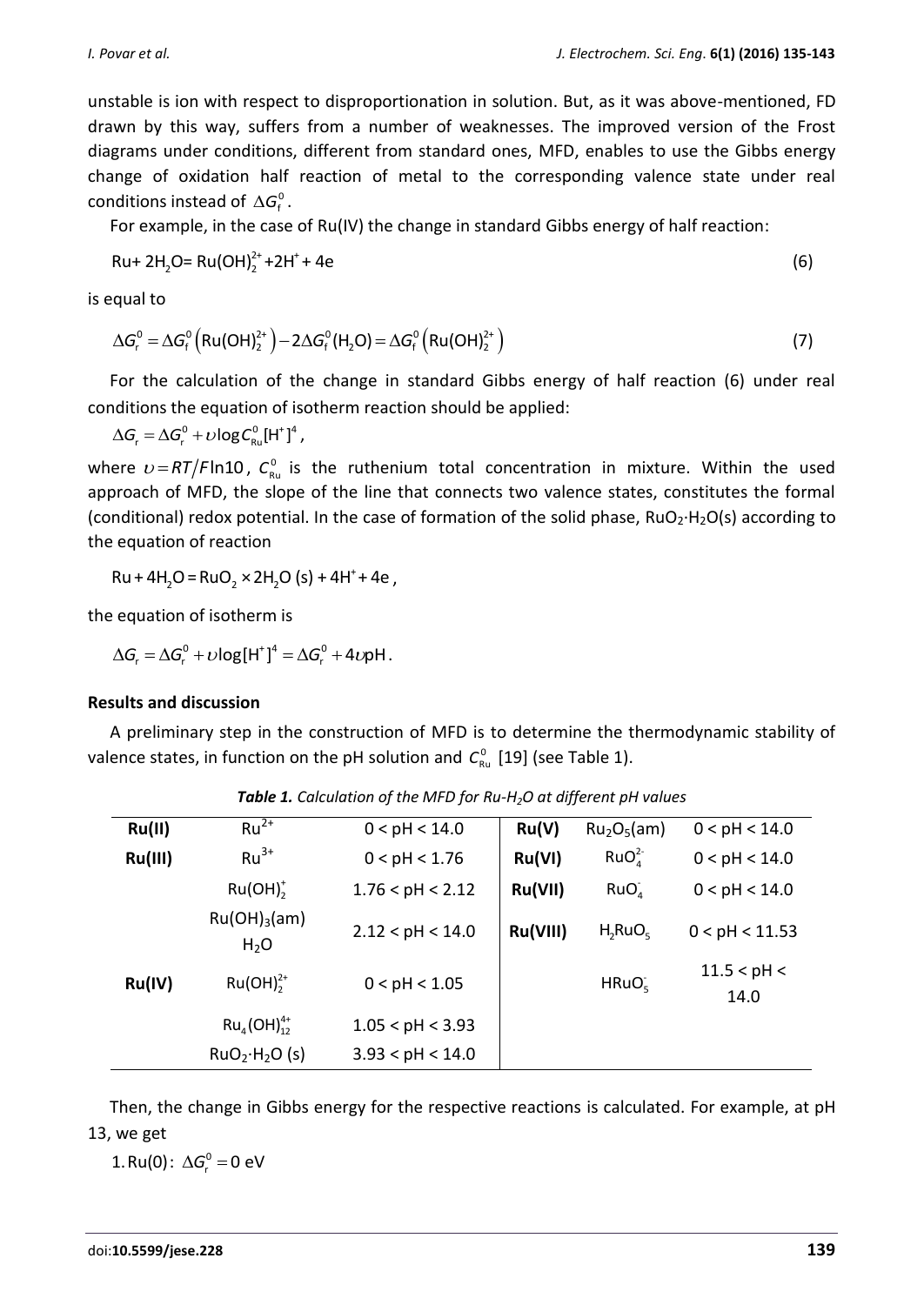unstable is ion with respect to disproportionation in solution. But, as it was above-mentioned, FD drawn by this way, suffers from a number of weaknesses. The improved version of the Frost diagrams under conditions, different from standard ones, MFD, enables to use the Gibbs energy change of oxidation half reaction of metal to the corresponding valence state under real conditions instead of $\Delta G_f^0$.

For example, in the case of Ru(IV) the change in standard Gibbs energy of half reaction:

$$Ru + 2H_2O = Ru(OH)_2^{2+} + 2H^+ + 4e \tag{6}$$

is equal to

$$\Delta G_r^0 = \Delta G_f^0\left(Ru(OH)_2^{2+}\right) - 2\Delta G_f^0(H_2O) = \Delta G_f^0\left(Ru(OH)_2^{2+}\right) \tag{7}$$

For the calculation of the change in standard Gibbs energy of half reaction (6) under real conditions the equation of isotherm reaction should be applied:

$\Delta G_r = \Delta G_r^0 + \upsilon \log C_{Ru}^0 [H^+]^4$,

where $\upsilon = RT/F\ln 10$, $C_{Ru}^0$ is the ruthenium total concentration in mixture. Within the used approach of MFD, the slope of the line that connects two valence states, constitutes the formal (conditional) redox potential. In the case of formation of the solid phase, $RuO_2 \cdot H_2O(s)$ according to the equation of reaction

$Ru + 4H_2O = RuO_2 \times 2H_2O\,(s) + 4H^+ + 4e$,

the equation of isotherm is

$\Delta G_r = \Delta G_r^0 + \upsilon \log [H^+]^4 = \Delta G_r^0 + 4\upsilon pH$.

## Results and discussion

A preliminary step in the construction of MFD is to determine the thermodynamic stability of valence states, in function on the pH solution and $C_{Ru}^0$ [19] (see Table 1).

***Table 1.*** *Calculation of the MFD for Ru-H$_2$O at different pH values*

| | | | | | |
|---|---|---|---|---|---|
| **Ru(II)** | $Ru^{2+}$ | 0 < pH < 14.0 | **Ru(V)** | $Ru_2O_5$(am) | 0 < pH < 14.0 |
| **Ru(III)** | $Ru^{3+}$ | 0 < pH < 1.76 | **Ru(VI)** | $RuO_4^{2-}$ | 0 < pH < 14.0 |
| | $Ru(OH)_2^+$ | 1.76 < pH < 2.12 | **Ru(VII)** | $RuO_4^-$ | 0 < pH < 14.0 |
| | $Ru(OH)_3$(am) $H_2O$ | 2.12 < pH < 14.0 | **Ru(VIII)** | $H_2RuO_5$ | 0 < pH < 11.53 |
| **Ru(IV)** | $Ru(OH)_2^{2+}$ | 0 < pH < 1.05 | | $HRuO_5^-$ | 11.5 < pH < 14.0 |
| | $Ru_4(OH)_{12}^{4+}$ | 1.05 < pH < 3.93 | | | |
| | $RuO_2 \cdot H_2O$ (s) | 3.93 < pH < 14.0 | | | |

Then, the change in Gibbs energy for the respective reactions is calculated. For example, at pH 13, we get

1. Ru(0): $\Delta G_r^0 = 0$ eV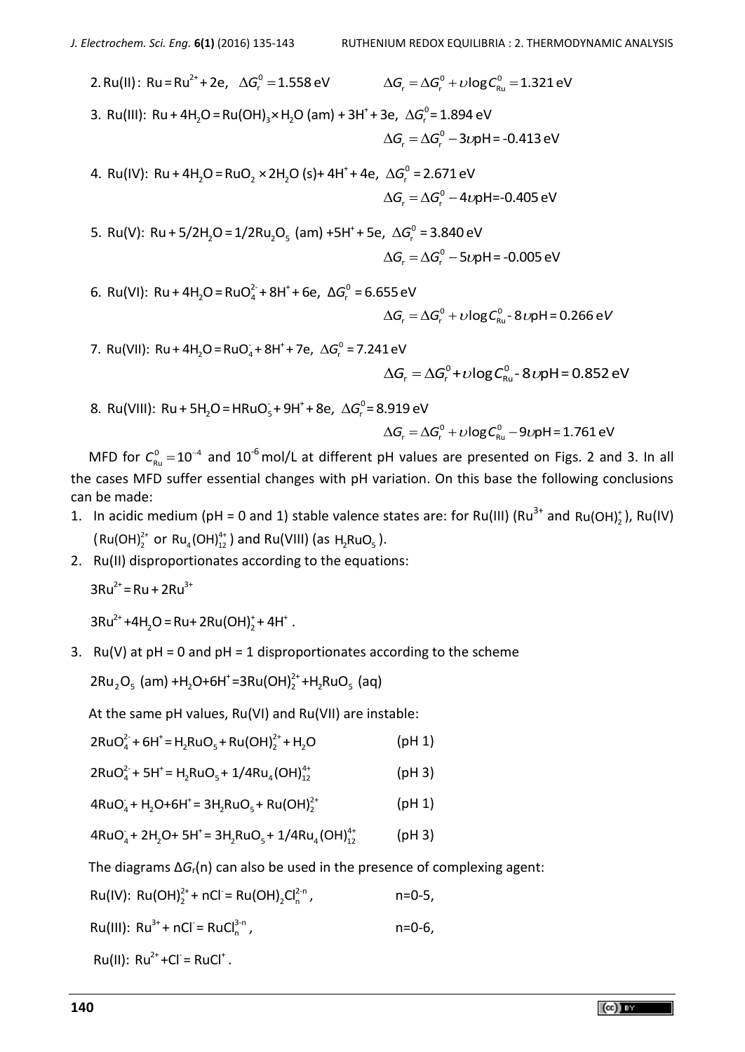2. Ru(II): $Ru = Ru^{2+} + 2e$, $\Delta G_r^0 = 1.558$ eV $\qquad \Delta G_r = \Delta G_r^0 + \upsilon \log C_{Ru}^0 = 1.321$ eV

3. Ru(III): $Ru + 4H_2O = Ru(OH)_3 \times H_2O$ (am) $+ 3H^+ + 3e$, $\Delta G_r^0 = 1.894$ eV

$$\Delta G_r = \Delta G_r^0 - 3\upsilon pH = -0.413 \text{ eV}$$

4. Ru(IV): $Ru + 4H_2O = RuO_2 \times 2H_2O$ (s) $+ 4H^+ + 4e$, $\Delta G_r^0 = 2.671$ eV

$$\Delta G_r = \Delta G_r^0 - 4\upsilon pH = -0.405 \text{ eV}$$

5. Ru(V): $Ru + 5/2H_2O = 1/2Ru_2O_5$ (am) $+5H^+ + 5e$, $\Delta G_r^0 = 3.840$ eV

$$\Delta G_r = \Delta G_r^0 - 5\upsilon pH = -0.005 \text{ eV}$$

6. Ru(VI): $Ru + 4H_2O = RuO_4^{2-} + 8H^+ + 6e$, $\Delta G_r^0 = 6.655$ eV

$$\Delta G_r = \Delta G_r^0 + \upsilon \log C_{Ru}^0 - 8\upsilon pH = 0.266 \text{ eV}$$

7. Ru(VII): $Ru + 4H_2O = RuO_4^- + 8H^+ + 7e$, $\Delta G_r^0 = 7.241$ eV

$$\Delta G_r = \Delta G_r^0 + \upsilon \log C_{Ru}^0 - 8\upsilon pH = 0.852 \text{ eV}$$

8. Ru(VIII): $Ru + 5H_2O = HRuO_5^- + 9H^+ + 8e$, $\Delta G_r^0 = 8.919$ eV

$$\Delta G_r = \Delta G_r^0 + \upsilon \log C_{Ru}^0 - 9\upsilon pH = 1.761 \text{ eV}$$

MFD for $C_{Ru}^0 = 10^{-4}$ and $10^{-6}$ mol/L at different pH values are presented on Figs. 2 and 3. In all the cases MFD suffer essential changes with pH variation. On this base the following conclusions can be made:

1. In acidic medium (pH = 0 and 1) stable valence states are: for Ru(III) ($Ru^{3+}$ and $Ru(OH)_2^+$), Ru(IV) ($Ru(OH)_2^{2+}$ or $Ru_4(OH)_{12}^{4+}$) and Ru(VIII) (as $H_2RuO_5$).
2. Ru(II) disproportionates according to the equations:

   $3Ru^{2+} = Ru + 2Ru^{3+}$

   $3Ru^{2+} + 4H_2O = Ru + 2Ru(OH)_2^+ + 4H^+$ .

3. Ru(V) at pH = 0 and pH = 1 disproportionates according to the scheme

   $2Ru_2O_5$ (am) $+ H_2O + 6H^+ = 3Ru(OH)_2^{2+} + H_2RuO_5$ (aq)

   At the same pH values, Ru(VI) and Ru(VII) are instable:

   $2RuO_4^{2-} + 6H^+ = H_2RuO_5 + Ru(OH)_2^{2+} + H_2O$ (pH 1)

   $2RuO_4^{2-} + 5H^+ = H_2RuO_5 + 1/4Ru_4(OH)_{12}^{4+}$ (pH 3)

   $4RuO_4^- + H_2O + 6H^+ = 3H_2RuO_5 + Ru(OH)_2^{2+}$ (pH 1)

   $4RuO_4^- + 2H_2O + 5H^+ = 3H_2RuO_5 + 1/4Ru_4(OH)_{12}^{4+}$ (pH 3)

   The diagrams $\Delta G_r(n)$ can also be used in the presence of complexing agent:

   Ru(IV): $Ru(OH)_2^{2+} + nCl^- = Ru(OH)_2Cl_n^{2-n}$, n=0-5,

   Ru(III): $Ru^{3+} + nCl^- = RuCl_n^{3-n}$, n=0-6,

   Ru(II): $Ru^{2+} + Cl^- = RuCl^+$.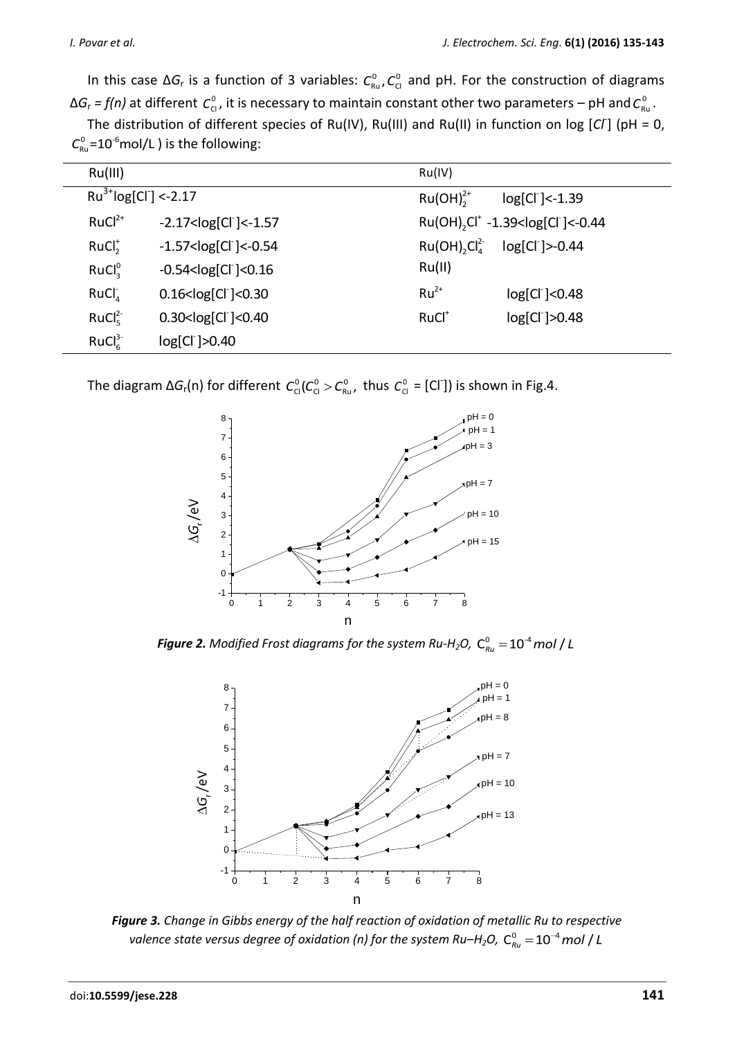In this case $\Delta G_r$ is a function of 3 variables: $C^0_{Ru}, C^0_{Cl}$ and pH. For the construction of diagrams $\Delta G_r = f(n)$ at different $C^0_{Cl}$, it is necessary to maintain constant other two parameters – pH and $C^0_{Ru}$.

The distribution of different species of Ru(IV), Ru(III) and Ru(II) in function on log [$Cl^-$] (pH = 0, $C^0_{Ru}$=$10^{-6}$mol/L ) is the following:

| Ru(III) | | Ru(IV) | |
|---|---|---|---|
| $Ru^{3+}$ | log[$Cl^-$] <-2.17 | $Ru(OH)_2^{2+}$ | log[$Cl^-$]<-1.39 |
| $RuCl^{2+}$ | -2.17<log[$Cl^-$]<-1.57 | $Ru(OH)_2Cl^+$ | -1.39<log[$Cl^-$]<-0.44 |
| $RuCl_2^+$ | -1.57<log[$Cl^-$]<-0.54 | $Ru(OH)_2Cl_4^{2-}$ | log[$Cl^-$]>-0.44 |
| $RuCl_3^0$ | -0.54<log[$Cl^-$]<0.16 | Ru(II) | |
| $RuCl_4^-$ | 0.16<log[$Cl^-$]<0.30 | $Ru^{2+}$ | log[$Cl^-$]<0.48 |
| $RuCl_5^{2-}$ | 0.30<log[$Cl^-$]<0.40 | $RuCl^+$ | log[$Cl^-$]>0.48 |
| $RuCl_6^{3-}$ | log[$Cl^-$]>0.40 | | |

The diagram $\Delta G_r$(n) for different $C^0_{Cl}$($C^0_{Cl} > C^0_{Ru}$, thus $C^0_{Cl}$ = [$Cl^-$]) is shown in Fig.4.

***Figure 2.** Modified Frost diagrams for the system Ru-H$_2$O, $C^0_{Ru} = 10^{-4}$ mol / L*

***Figure 3.** Change in Gibbs energy of the half reaction of oxidation of metallic Ru to respective valence state versus degree of oxidation (n) for the system Ru–H$_2$O, $C^0_{Ru} = 10^{-4}$ mol / L*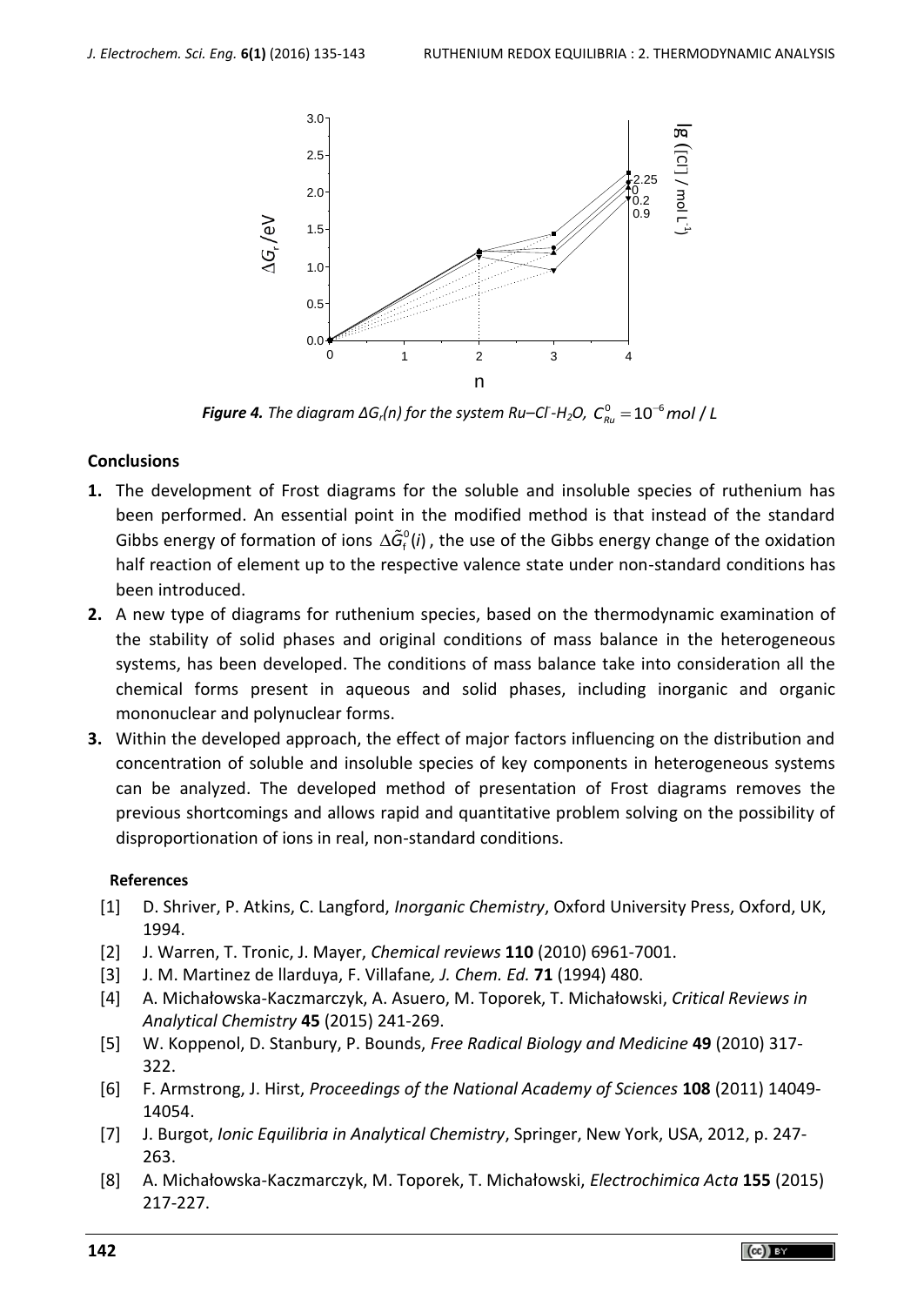*Figure 4. The diagram ΔG$_r$(n) for the system Ru–Cl$^-$-H$_2$O, $C^0_{Ru} = 10^{-6}$ mol / L*

## Conclusions

1. The development of Frost diagrams for the soluble and insoluble species of ruthenium has been performed. An essential point in the modified method is that instead of the standard Gibbs energy of formation of ions $\Delta\tilde{G}^0_f(i)$, the use of the Gibbs energy change of the oxidation half reaction of element up to the respective valence state under non-standard conditions has been introduced.
2. A new type of diagrams for ruthenium species, based on the thermodynamic examination of the stability of solid phases and original conditions of mass balance in the heterogeneous systems, has been developed. The conditions of mass balance take into consideration all the chemical forms present in aqueous and solid phases, including inorganic and organic mononuclear and polynuclear forms.
3. Within the developed approach, the effect of major factors influencing on the distribution and concentration of soluble and insoluble species of key components in heterogeneous systems can be analyzed. The developed method of presentation of Frost diagrams removes the previous shortcomings and allows rapid and quantitative problem solving on the possibility of disproportionation of ions in real, non-standard conditions.

### References

[1] D. Shriver, P. Atkins, C. Langford, *Inorganic Chemistry*, Oxford University Press, Oxford, UK, 1994.

[2] J. Warren, T. Tronic, J. Mayer, *Chemical reviews* **110** (2010) 6961-7001.

[3] J. M. Martinez de llarduya, F. Villafane, *J. Chem. Ed.* **71** (1994) 480.

[4] A. Michałowska-Kaczmarczyk, A. Asuero, M. Toporek, T. Michałowski, *Critical Reviews in Analytical Chemistry* **45** (2015) 241-269.

[5] W. Koppenol, D. Stanbury, P. Bounds, *Free Radical Biology and Medicine* **49** (2010) 317-322.

[6] F. Armstrong, J. Hirst, *Proceedings of the National Academy of Sciences* **108** (2011) 14049-14054.

[7] J. Burgot, *Ionic Equilibria in Analytical Chemistry*, Springer, New York, USA, 2012, p. 247-263.

[8] A. Michałowska-Kaczmarczyk, M. Toporek, T. Michałowski, *Electrochimica Acta* **155** (2015) 217-227.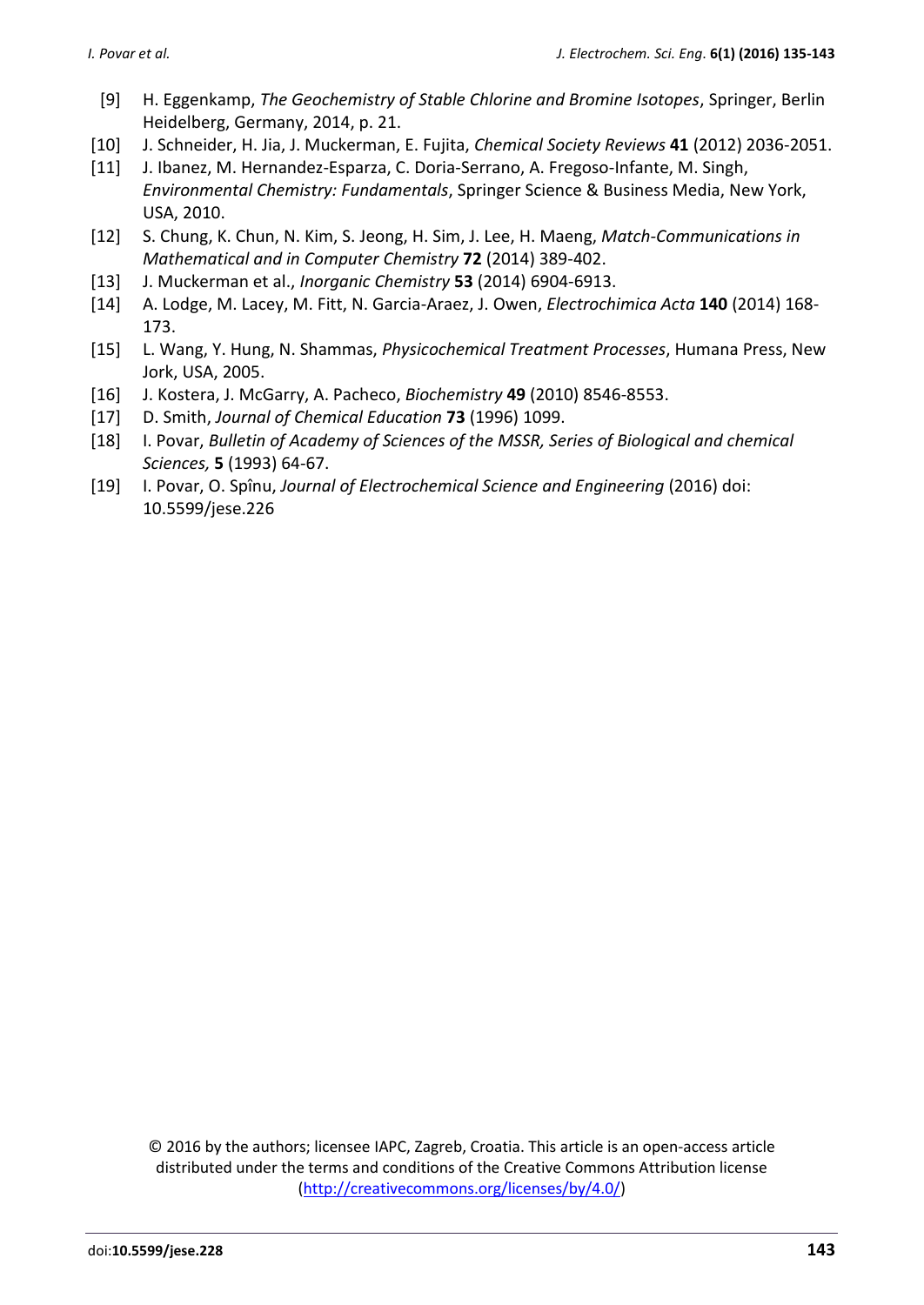[9] H. Eggenkamp, *The Geochemistry of Stable Chlorine and Bromine Isotopes*, Springer, Berlin Heidelberg, Germany, 2014, p. 21.

[10] J. Schneider, H. Jia, J. Muckerman, E. Fujita, *Chemical Society Reviews* **41** (2012) 2036-2051.

[11] J. Ibanez, M. Hernandez-Esparza, C. Doria-Serrano, A. Fregoso-Infante, M. Singh, *Environmental Chemistry: Fundamentals*, Springer Science & Business Media, New York, USA, 2010.

[12] S. Chung, K. Chun, N. Kim, S. Jeong, H. Sim, J. Lee, H. Maeng, *Match-Communications in Mathematical and in Computer Chemistry* **72** (2014) 389-402.

[13] J. Muckerman et al., *Inorganic Chemistry* **53** (2014) 6904-6913.

[14] A. Lodge, M. Lacey, M. Fitt, N. Garcia-Araez, J. Owen, *Electrochimica Acta* **140** (2014) 168-173.

[15] L. Wang, Y. Hung, N. Shammas, *Physicochemical Treatment Processes*, Humana Press, New Jork, USA, 2005.

[16] J. Kostera, J. McGarry, A. Pacheco, *Biochemistry* **49** (2010) 8546-8553.

[17] D. Smith, *Journal of Chemical Education* **73** (1996) 1099.

[18] I. Povar, *Bulletin of Academy of Sciences of the MSSR, Series of Biological and chemical Sciences,* **5** (1993) 64-67.

[19] I. Povar, O. Spînu, *Journal of Electrochemical Science and Engineering* (2016) doi: 10.5599/jese.226

© 2016 by the authors; licensee IAPC, Zagreb, Croatia. This article is an open-access article distributed under the terms and conditions of the Creative Commons Attribution license (http://creativecommons.org/licenses/by/4.0/)